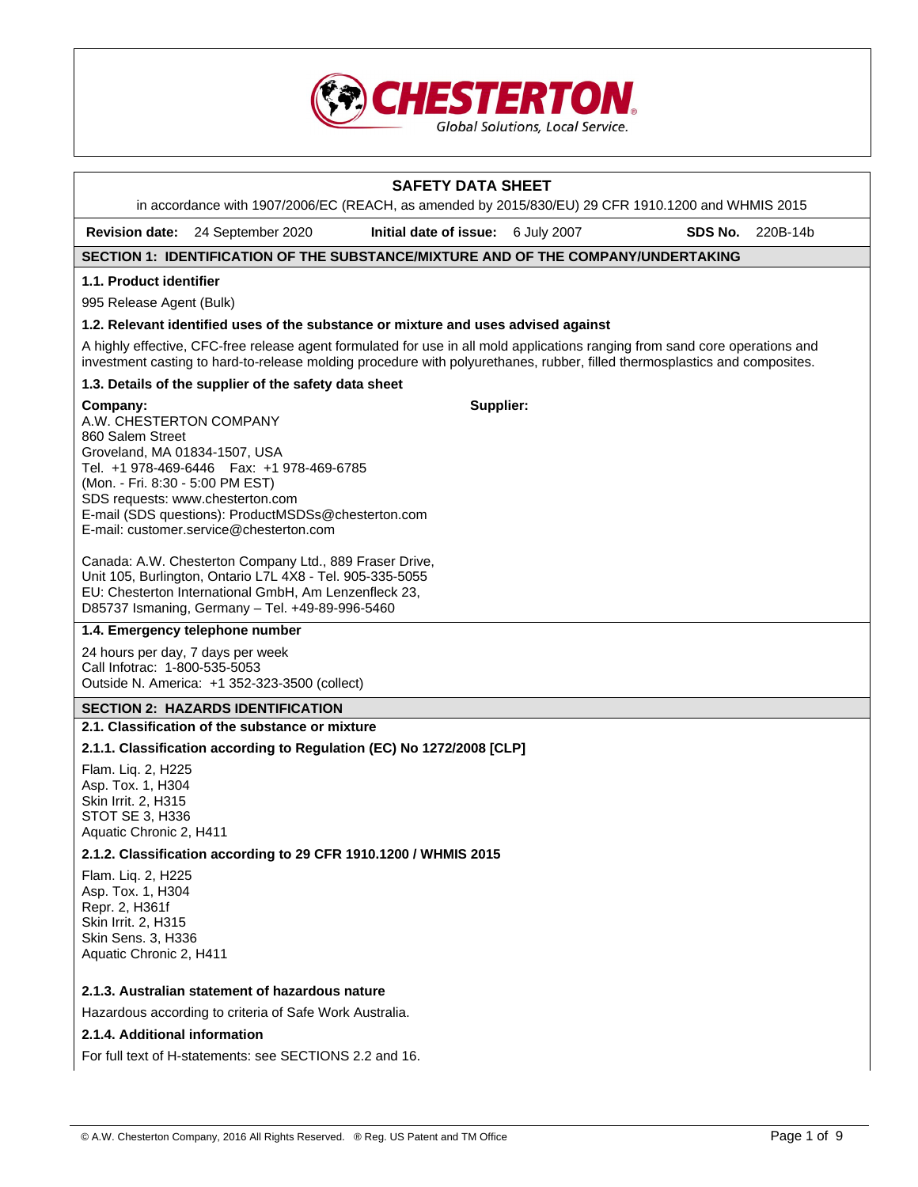CHESTERTON
Global Solutions, Local Service.

# SAFETY DATA SHEET

in accordance with 1907/2006/EC (REACH, as amended by 2015/830/EU) 29 CFR 1910.1200 and WHMIS 2015

**Revision date:** 24 September 2020 **Initial date of issue:** 6 July 2007 **SDS No.** 220B-14b

## SECTION 1: IDENTIFICATION OF THE SUBSTANCE/MIXTURE AND OF THE COMPANY/UNDERTAKING

### 1.1. Product identifier

995 Release Agent (Bulk)

### 1.2. Relevant identified uses of the substance or mixture and uses advised against

A highly effective, CFC-free release agent formulated for use in all mold applications ranging from sand core operations and investment casting to hard-to-release molding procedure with polyurethanes, rubber, filled thermosplastics and composites.

### 1.3. Details of the supplier of the safety data sheet

**Company:**
A.W. CHESTERTON COMPANY
860 Salem Street
Groveland, MA 01834-1507, USA
Tel. +1 978-469-6446 Fax: +1 978-469-6785
(Mon. - Fri. 8:30 - 5:00 PM EST)
SDS requests: www.chesterton.com
E-mail (SDS questions): ProductMSDSs@chesterton.com
E-mail: customer.service@chesterton.com

**Supplier:**

Canada: A.W. Chesterton Company Ltd., 889 Fraser Drive, Unit 105, Burlington, Ontario L7L 4X8 - Tel. 905-335-5055
EU: Chesterton International GmbH, Am Lenzenfleck 23, D85737 Ismaning, Germany – Tel. +49-89-996-5460

### 1.4. Emergency telephone number

24 hours per day, 7 days per week
Call Infotrac: 1-800-535-5053
Outside N. America: +1 352-323-3500 (collect)

## SECTION 2: HAZARDS IDENTIFICATION

### 2.1. Classification of the substance or mixture

#### 2.1.1. Classification according to Regulation (EC) No 1272/2008 [CLP]

Flam. Liq. 2, H225
Asp. Tox. 1, H304
Skin Irrit. 2, H315
STOT SE 3, H336
Aquatic Chronic 2, H411

#### 2.1.2. Classification according to 29 CFR 1910.1200 / WHMIS 2015

Flam. Liq. 2, H225
Asp. Tox. 1, H304
Repr. 2, H361f
Skin Irrit. 2, H315
Skin Sens. 3, H336
Aquatic Chronic 2, H411

#### 2.1.3. Australian statement of hazardous nature

Hazardous according to criteria of Safe Work Australia.

#### 2.1.4. Additional information

For full text of H-statements: see SECTIONS 2.2 and 16.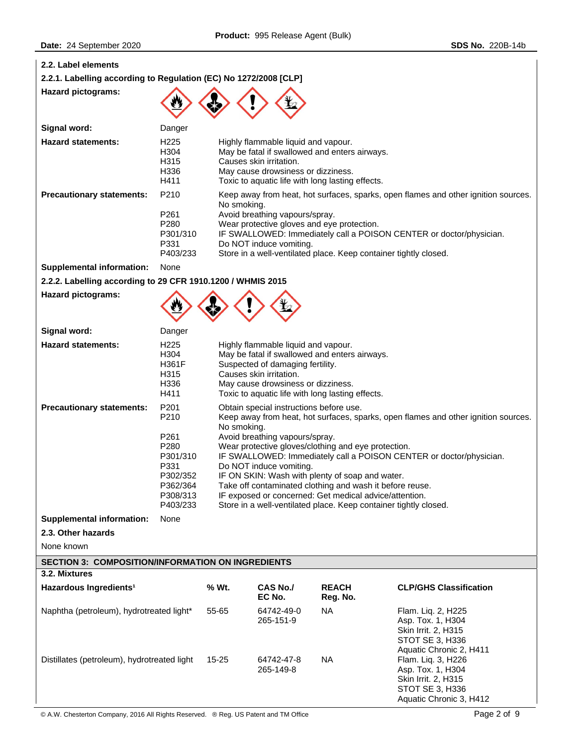### 2.2. Label elements

#### 2.2.1. Labelling according to Regulation (EC) No 1272/2008 [CLP]

**Hazard pictograms:**

**Signal word:** Danger

**Hazard statements:**

| | |
|---|---|
| H225 | Highly flammable liquid and vapour. |
| H304 | May be fatal if swallowed and enters airways. |
| H315 | Causes skin irritation. |
| H336 | May cause drowsiness or dizziness. |
| H411 | Toxic to aquatic life with long lasting effects. |

**Precautionary statements:**

| | |
|---|---|
| P210 | Keep away from heat, hot surfaces, sparks, open flames and other ignition sources. No smoking. |
| P261 | Avoid breathing vapours/spray. |
| P280 | Wear protective gloves and eye protection. |
| P301/310 | IF SWALLOWED: Immediately call a POISON CENTER or doctor/physician. |
| P331 | Do NOT induce vomiting. |
| P403/233 | Store in a well-ventilated place. Keep container tightly closed. |

**Supplemental information:** None

#### 2.2.2. Labelling according to 29 CFR 1910.1200 / WHMIS 2015

**Hazard pictograms:**

**Signal word:** Danger

**Hazard statements:**

| | |
|---|---|
| H225 | Highly flammable liquid and vapour. |
| H304 | May be fatal if swallowed and enters airways. |
| H361F | Suspected of damaging fertility. |
| H315 | Causes skin irritation. |
| H336 | May cause drowsiness or dizziness. |
| H411 | Toxic to aquatic life with long lasting effects. |

**Precautionary statements:**

| | |
|---|---|
| P201 | Obtain special instructions before use. |
| P210 | Keep away from heat, hot surfaces, sparks, open flames and other ignition sources. No smoking. |
| P261 | Avoid breathing vapours/spray. |
| P280 | Wear protective gloves/clothing and eye protection. |
| P301/310 | IF SWALLOWED: Immediately call a POISON CENTER or doctor/physician. |
| P331 | Do NOT induce vomiting. |
| P302/352 | IF ON SKIN: Wash with plenty of soap and water. |
| P362/364 | Take off contaminated clothing and wash it before reuse. |
| P308/313 | IF exposed or concerned: Get medical advice/attention. |
| P403/233 | Store in a well-ventilated place. Keep container tightly closed. |

**Supplemental information:** None

### 2.3. Other hazards

None known

## SECTION 3: COMPOSITION/INFORMATION ON INGREDIENTS

### 3.2. Mixtures

| Hazardous Ingredients[1] | % Wt. | CAS No./ EC No. | REACH Reg. No. | CLP/GHS Classification |
|---|---|---|---|---|
| Naphtha (petroleum), hydrotreated light* | 55-65 | 64742-49-0<br>265-151-9 | NA | Flam. Liq. 2, H225<br>Asp. Tox. 1, H304<br>Skin Irrit. 2, H315<br>STOT SE 3, H336<br>Aquatic Chronic 2, H411 |
| Distillates (petroleum), hydrotreated light | 15-25 | 64742-47-8<br>265-149-8 | NA | Flam. Liq. 3, H226<br>Asp. Tox. 1, H304<br>Skin Irrit. 2, H315<br>STOT SE 3, H336<br>Aquatic Chronic 3, H412 |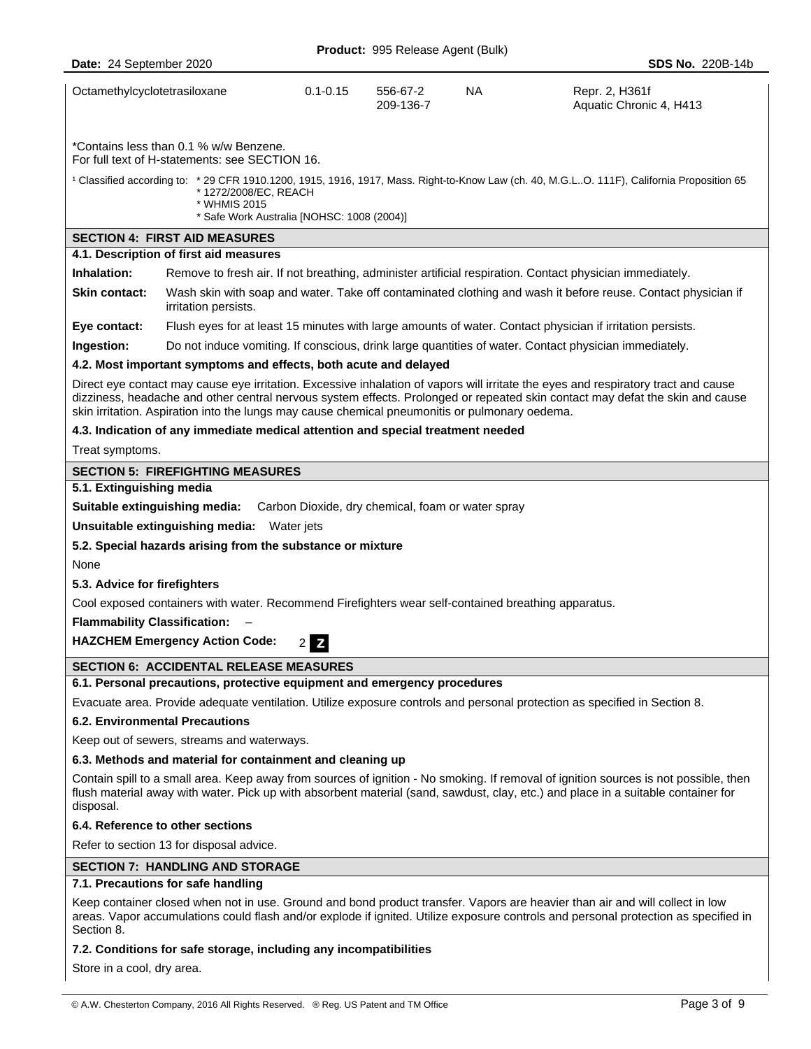| Octamethylcyclotetrasiloxane | 0.1-0.15 | 556-67-2<br>209-136-7 | NA | Repr. 2, H361f<br>Aquatic Chronic 4, H413 |
|---|---|---|---|---|

*Contains less than 0.1 % w/w Benzene.
For full text of H-statements: see SECTION 16.

[1] Classified according to: * 29 CFR 1910.1200, 1915, 1916, 1917, Mass. Right-to-Know Law (ch. 40, M.G.L..O. 111F), California Proposition 65
* 1272/2008/EC, REACH
* WHMIS 2015
* Safe Work Australia [NOHSC: 1008 (2004)]

## SECTION 4: FIRST AID MEASURES

### 4.1. Description of first aid measures

**Inhalation:** Remove to fresh air. If not breathing, administer artificial respiration. Contact physician immediately.

**Skin contact:** Wash skin with soap and water. Take off contaminated clothing and wash it before reuse. Contact physician if irritation persists.

**Eye contact:** Flush eyes for at least 15 minutes with large amounts of water. Contact physician if irritation persists.

**Ingestion:** Do not induce vomiting. If conscious, drink large quantities of water. Contact physician immediately.

### 4.2. Most important symptoms and effects, both acute and delayed

Direct eye contact may cause eye irritation. Excessive inhalation of vapors will irritate the eyes and respiratory tract and cause dizziness, headache and other central nervous system effects. Prolonged or repeated skin contact may defat the skin and cause skin irritation. Aspiration into the lungs may cause chemical pneumonitis or pulmonary oedema.

### 4.3. Indication of any immediate medical attention and special treatment needed

Treat symptoms.

## SECTION 5: FIREFIGHTING MEASURES

### 5.1. Extinguishing media

**Suitable extinguishing media:** Carbon Dioxide, dry chemical, foam or water spray

**Unsuitable extinguishing media:** Water jets

### 5.2. Special hazards arising from the substance or mixture

None

### 5.3. Advice for firefighters

Cool exposed containers with water. Recommend Firefighters wear self-contained breathing apparatus.

**Flammability Classification:** –

**HAZCHEM Emergency Action Code:** 2 **Z**

## SECTION 6: ACCIDENTAL RELEASE MEASURES

### 6.1. Personal precautions, protective equipment and emergency procedures

Evacuate area. Provide adequate ventilation. Utilize exposure controls and personal protection as specified in Section 8.

### 6.2. Environmental Precautions

Keep out of sewers, streams and waterways.

### 6.3. Methods and material for containment and cleaning up

Contain spill to a small area. Keep away from sources of ignition - No smoking. If removal of ignition sources is not possible, then flush material away with water. Pick up with absorbent material (sand, sawdust, clay, etc.) and place in a suitable container for disposal.

### 6.4. Reference to other sections

Refer to section 13 for disposal advice.

## SECTION 7: HANDLING AND STORAGE

### 7.1. Precautions for safe handling

Keep container closed when not in use. Ground and bond product transfer. Vapors are heavier than air and will collect in low areas. Vapor accumulations could flash and/or explode if ignited. Utilize exposure controls and personal protection as specified in Section 8.

### 7.2. Conditions for safe storage, including any incompatibilities

Store in a cool, dry area.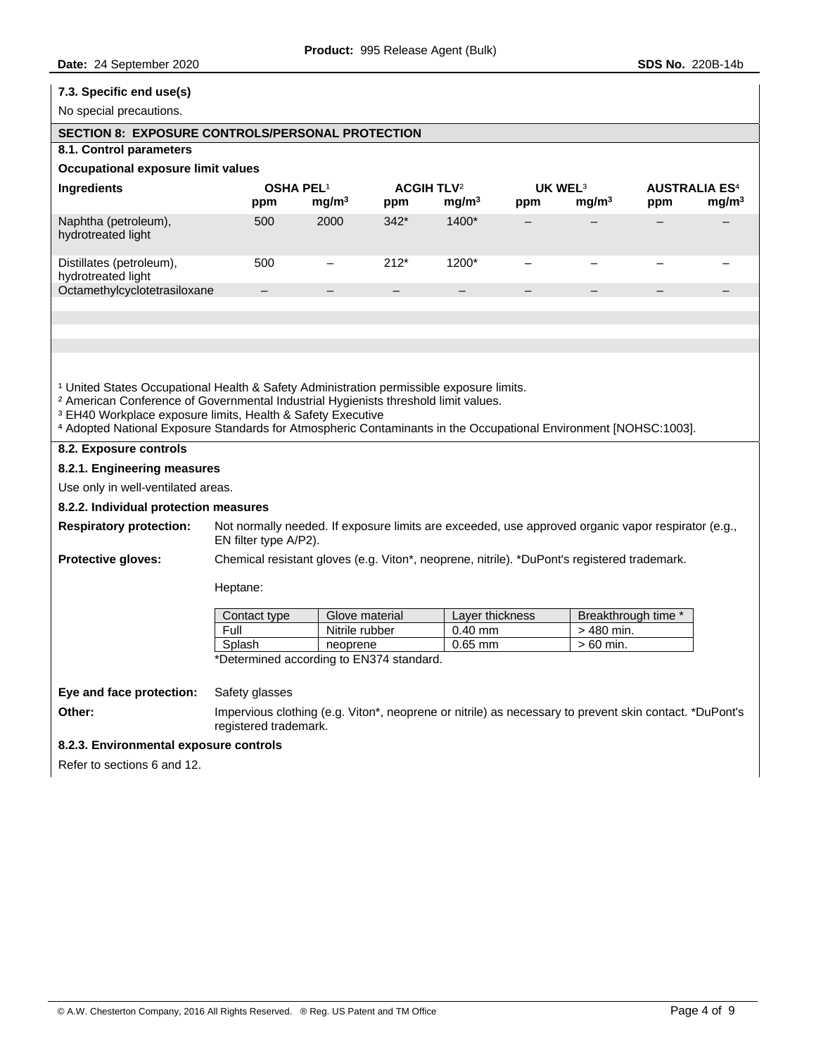### 7.3. Specific end use(s)

No special precautions.

## SECTION 8: EXPOSURE CONTROLS/PERSONAL PROTECTION

### 8.1. Control parameters

**Occupational exposure limit values**

| Ingredients | OSHA PEL[1] | | ACGIH TLV[2] | | UK WEL[3] | | AUSTRALIA ES[4] | |
|---|---|---|---|---|---|---|---|---|
| | ppm | $mg/m^3$ | ppm | $mg/m^3$ | ppm | $mg/m^3$ | ppm | $mg/m^3$ |
| Naphtha (petroleum), hydrotreated light | 500 | 2000 | 342* | 1400* | – | – | – | – |
| Distillates (petroleum), hydrotreated light | 500 | – | 212* | 1200* | – | – | – | – |
| Octamethylcyclotetrasiloxane | – | – | – | – | – | – | – | – |

[1] United States Occupational Health & Safety Administration permissible exposure limits.
[2] American Conference of Governmental Industrial Hygienists threshold limit values.
[3] EH40 Workplace exposure limits, Health & Safety Executive
[4] Adopted National Exposure Standards for Atmospheric Contaminants in the Occupational Environment [NOHSC:1003].

### 8.2. Exposure controls

#### 8.2.1. Engineering measures

Use only in well-ventilated areas.

#### 8.2.2. Individual protection measures

**Respiratory protection:** Not normally needed. If exposure limits are exceeded, use approved organic vapor respirator (e.g., EN filter type A/P2).

**Protective gloves:** Chemical resistant gloves (e.g. Viton*, neoprene, nitrile). *DuPont's registered trademark.

Heptane:

| Contact type | Glove material | Layer thickness | Breakthrough time * |
|---|---|---|---|
| Full | Nitrile rubber | 0.40 mm | > 480 min. |
| Splash | neoprene | 0.65 mm | > 60 min. |

*Determined according to EN374 standard.

**Eye and face protection:** Safety glasses

**Other:** Impervious clothing (e.g. Viton*, neoprene or nitrile) as necessary to prevent skin contact. *DuPont's registered trademark.

#### 8.2.3. Environmental exposure controls

Refer to sections 6 and 12.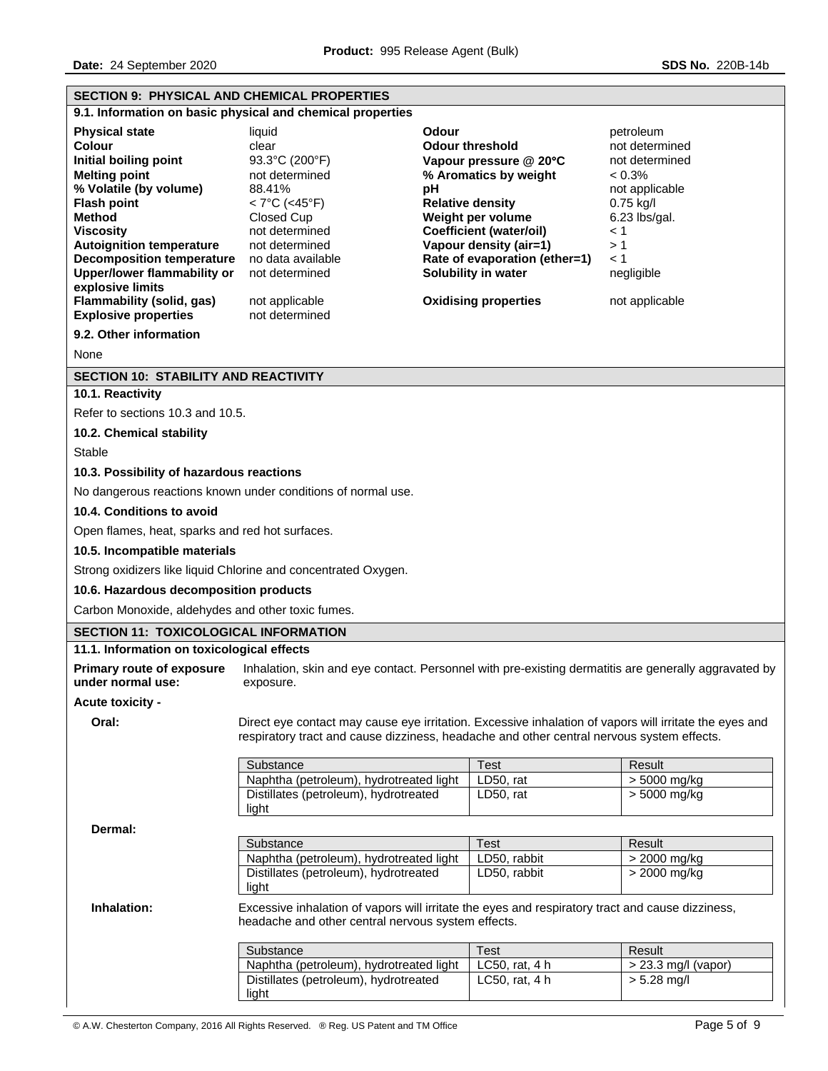## SECTION 9: PHYSICAL AND CHEMICAL PROPERTIES

### 9.1. Information on basic physical and chemical properties

| Property | Value | Property | Value |
|---|---|---|---|
| **Physical state** | liquid | **Odour** | petroleum |
| **Colour** | clear | **Odour threshold** | not determined |
| **Initial boiling point** | 93.3°C (200°F) | **Vapour pressure @ 20°C** | not determined |
| **Melting point** | not determined | **% Aromatics by weight** | < 0.3% |
| **% Volatile (by volume)** | 88.41% | **pH** | not applicable |
| **Flash point** | < 7°C (<45°F) | **Relative density** | 0.75 kg/l |
| **Method** | Closed Cup | **Weight per volume** | 6.23 lbs/gal. |
| **Viscosity** | not determined | **Coefficient (water/oil)** | < 1 |
| **Autoignition temperature** | not determined | **Vapour density (air=1)** | > 1 |
| **Decomposition temperature** | no data available | **Rate of evaporation (ether=1)** | < 1 |
| **Upper/lower flammability or explosive limits** | not determined | **Solubility in water** | negligible |
| **Flammability (solid, gas)** | not applicable | **Oxidising properties** | not applicable |
| **Explosive properties** | not determined | | |

### 9.2. Other information

None

## SECTION 10: STABILITY AND REACTIVITY

### 10.1. Reactivity

Refer to sections 10.3 and 10.5.

### 10.2. Chemical stability

Stable

### 10.3. Possibility of hazardous reactions

No dangerous reactions known under conditions of normal use.

### 10.4. Conditions to avoid

Open flames, heat, sparks and red hot surfaces.

### 10.5. Incompatible materials

Strong oxidizers like liquid Chlorine and concentrated Oxygen.

### 10.6. Hazardous decomposition products

Carbon Monoxide, aldehydes and other toxic fumes.

## SECTION 11: TOXICOLOGICAL INFORMATION

### 11.1. Information on toxicological effects

**Primary route of exposure under normal use:** Inhalation, skin and eye contact. Personnel with pre-existing dermatitis are generally aggravated by exposure.

**Acute toxicity -**

**Oral:** Direct eye contact may cause eye irritation. Excessive inhalation of vapors will irritate the eyes and respiratory tract and cause dizziness, headache and other central nervous system effects.

| Substance | Test | Result |
|---|---|---|
| Naphtha (petroleum), hydrotreated light | LD50, rat | > 5000 mg/kg |
| Distillates (petroleum), hydrotreated light | LD50, rat | > 5000 mg/kg |

**Dermal:**

| Substance | Test | Result |
|---|---|---|
| Naphtha (petroleum), hydrotreated light | LD50, rabbit | > 2000 mg/kg |
| Distillates (petroleum), hydrotreated light | LD50, rabbit | > 2000 mg/kg |

**Inhalation:** Excessive inhalation of vapors will irritate the eyes and respiratory tract and cause dizziness, headache and other central nervous system effects.

| Substance | Test | Result |
|---|---|---|
| Naphtha (petroleum), hydrotreated light | LC50, rat, 4 h | > 23.3 mg/l (vapor) |
| Distillates (petroleum), hydrotreated light | LC50, rat, 4 h | > 5.28 mg/l |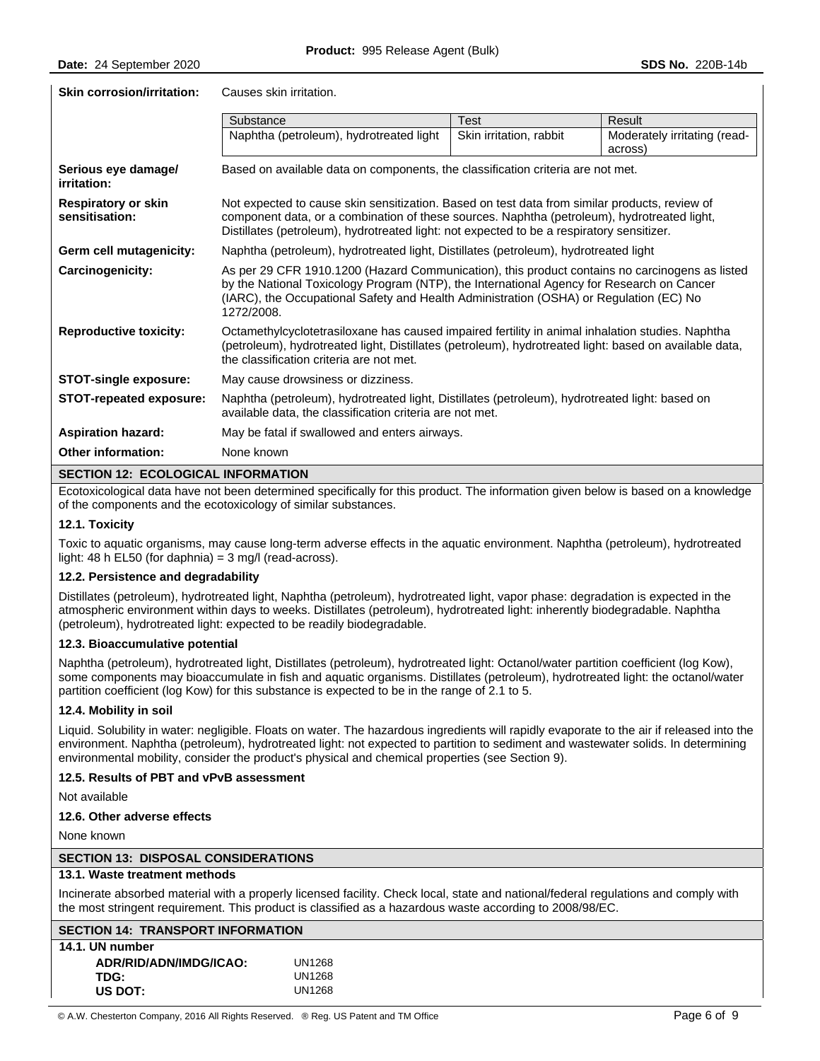**Skin corrosion/irritation:** Causes skin irritation.

| Substance | Test | Result |
|---|---|---|
| Naphtha (petroleum), hydrotreated light | Skin irritation, rabbit | Moderately irritating (read-across) |

**Serious eye damage/ irritation:** Based on available data on components, the classification criteria are not met.

**Respiratory or skin sensitisation:** Not expected to cause skin sensitization. Based on test data from similar products, review of component data, or a combination of these sources. Naphtha (petroleum), hydrotreated light, Distillates (petroleum), hydrotreated light: not expected to be a respiratory sensitizer.

**Germ cell mutagenicity:** Naphtha (petroleum), hydrotreated light, Distillates (petroleum), hydrotreated light

**Carcinogenicity:** As per 29 CFR 1910.1200 (Hazard Communication), this product contains no carcinogens as listed by the National Toxicology Program (NTP), the International Agency for Research on Cancer (IARC), the Occupational Safety and Health Administration (OSHA) or Regulation (EC) No 1272/2008.

**Reproductive toxicity:** Octamethylcyclotetrasiloxane has caused impaired fertility in animal inhalation studies. Naphtha (petroleum), hydrotreated light, Distillates (petroleum), hydrotreated light: based on available data, the classification criteria are not met.

**STOT-single exposure:** May cause drowsiness or dizziness.

**STOT-repeated exposure:** Naphtha (petroleum), hydrotreated light, Distillates (petroleum), hydrotreated light: based on available data, the classification criteria are not met.

**Aspiration hazard:** May be fatal if swallowed and enters airways.

**Other information:** None known

## SECTION 12: ECOLOGICAL INFORMATION

Ecotoxicological data have not been determined specifically for this product. The information given below is based on a knowledge of the components and the ecotoxicology of similar substances.

### 12.1. Toxicity

Toxic to aquatic organisms, may cause long-term adverse effects in the aquatic environment. Naphtha (petroleum), hydrotreated light: 48 h EL50 (for daphnia) = 3 mg/l (read-across).

### 12.2. Persistence and degradability

Distillates (petroleum), hydrotreated light, Naphtha (petroleum), hydrotreated light, vapor phase: degradation is expected in the atmospheric environment within days to weeks. Distillates (petroleum), hydrotreated light: inherently biodegradable. Naphtha (petroleum), hydrotreated light: expected to be readily biodegradable.

### 12.3. Bioaccumulative potential

Naphtha (petroleum), hydrotreated light, Distillates (petroleum), hydrotreated light: Octanol/water partition coefficient (log Kow), some components may bioaccumulate in fish and aquatic organisms. Distillates (petroleum), hydrotreated light: the octanol/water partition coefficient (log Kow) for this substance is expected to be in the range of 2.1 to 5.

### 12.4. Mobility in soil

Liquid. Solubility in water: negligible. Floats on water. The hazardous ingredients will rapidly evaporate to the air if released into the environment. Naphtha (petroleum), hydrotreated light: not expected to partition to sediment and wastewater solids. In determining environmental mobility, consider the product's physical and chemical properties (see Section 9).

### 12.5. Results of PBT and vPvB assessment

Not available

### 12.6. Other adverse effects

None known

## SECTION 13: DISPOSAL CONSIDERATIONS

### 13.1. Waste treatment methods

Incinerate absorbed material with a properly licensed facility. Check local, state and national/federal regulations and comply with the most stringent requirement. This product is classified as a hazardous waste according to 2008/98/EC.

## SECTION 14: TRANSPORT INFORMATION

### 14.1. UN number

| | |
|---|---|
| **ADR/RID/ADN/IMDG/ICAO:** | UN1268 |
| **TDG:** | UN1268 |
| **US DOT:** | UN1268 |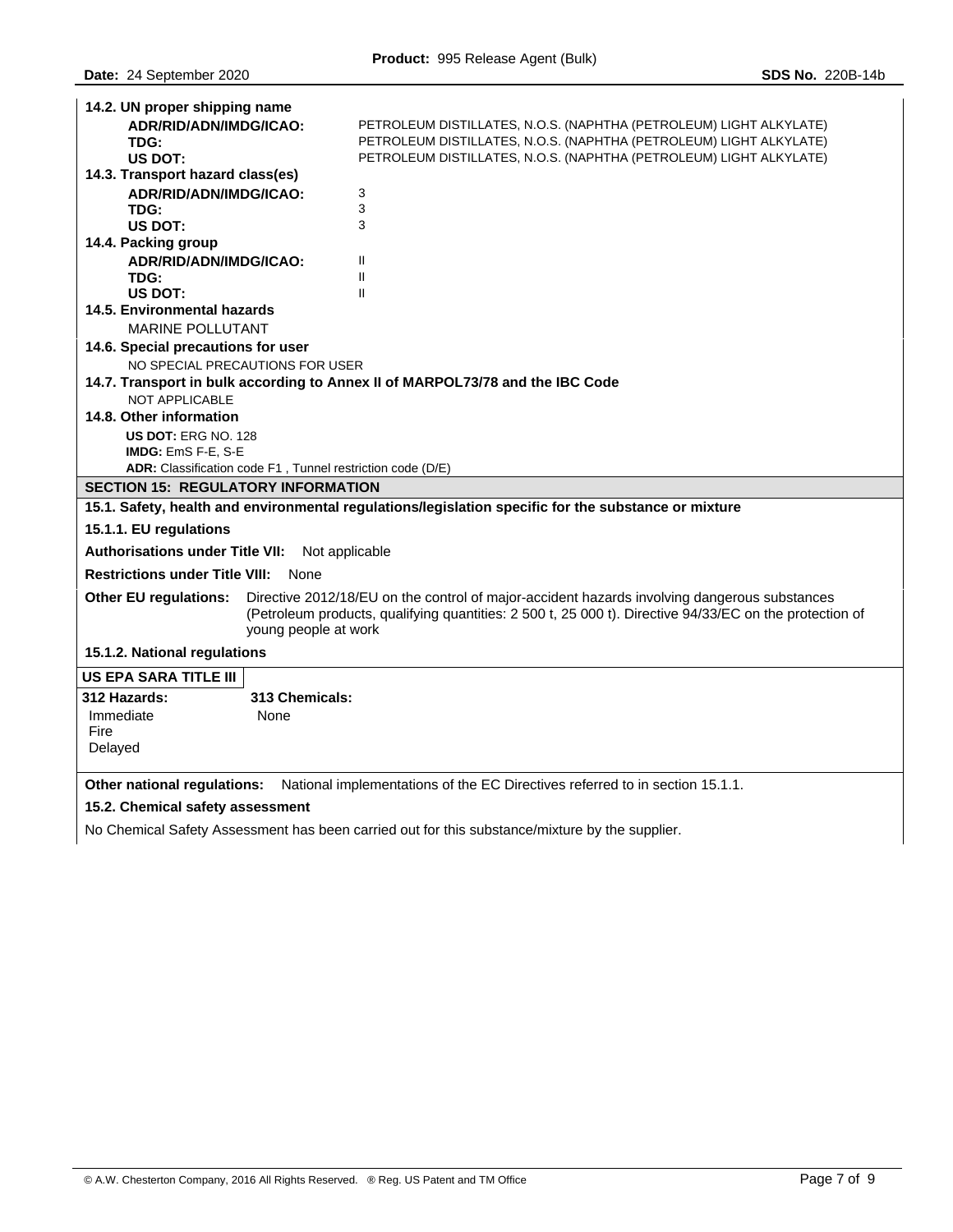**14.2. UN proper shipping name**

| | |
|---|---|
| **ADR/RID/ADN/IMDG/ICAO:** | PETROLEUM DISTILLATES, N.O.S. (NAPHTHA (PETROLEUM) LIGHT ALKYLATE) |
| **TDG:** | PETROLEUM DISTILLATES, N.O.S. (NAPHTHA (PETROLEUM) LIGHT ALKYLATE) |
| **US DOT:** | PETROLEUM DISTILLATES, N.O.S. (NAPHTHA (PETROLEUM) LIGHT ALKYLATE) |

**14.3. Transport hazard class(es)**

| | |
|---|---|
| **ADR/RID/ADN/IMDG/ICAO:** | 3 |
| **TDG:** | 3 |
| **US DOT:** | 3 |

**14.4. Packing group**

| | |
|---|---|
| **ADR/RID/ADN/IMDG/ICAO:** | II |
| **TDG:** | II |
| **US DOT:** | II |

**14.5. Environmental hazards**

MARINE POLLUTANT

**14.6. Special precautions for user**

NO SPECIAL PRECAUTIONS FOR USER

**14.7. Transport in bulk according to Annex II of MARPOL73/78 and the IBC Code**

NOT APPLICABLE

**14.8. Other information**

**US DOT:** ERG NO. 128
**IMDG:** EmS F-E, S-E
**ADR:** Classification code F1 , Tunnel restriction code (D/E)

## SECTION 15: REGULATORY INFORMATION

**15.1. Safety, health and environmental regulations/legislation specific for the substance or mixture**

**15.1.1. EU regulations**

**Authorisations under Title VII:** Not applicable

**Restrictions under Title VIII:** None

**Other EU regulations:** Directive 2012/18/EU on the control of major-accident hazards involving dangerous substances (Petroleum products, qualifying quantities: 2 500 t, 25 000 t). Directive 94/33/EC on the protection of young people at work

**15.1.2. National regulations**

**US EPA SARA TITLE III**

| 312 Hazards: | 313 Chemicals: |
|---|---|
| Immediate<br>Fire<br>Delayed | None |

**Other national regulations:** National implementations of the EC Directives referred to in section 15.1.1.

**15.2. Chemical safety assessment**

No Chemical Safety Assessment has been carried out for this substance/mixture by the supplier.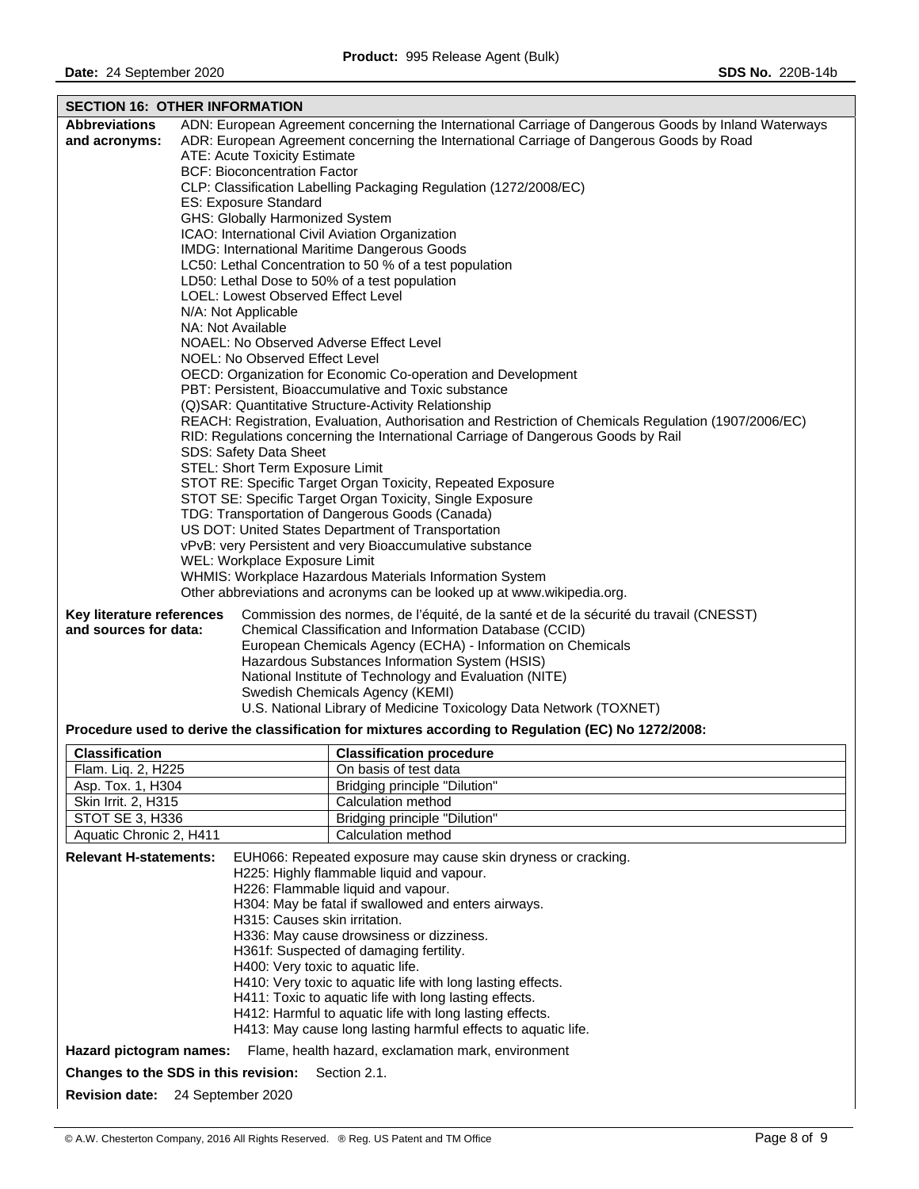## SECTION 16: OTHER INFORMATION

**Abbreviations and acronyms:**

ADN: European Agreement concerning the International Carriage of Dangerous Goods by Inland Waterways
ADR: European Agreement concerning the International Carriage of Dangerous Goods by Road
ATE: Acute Toxicity Estimate
BCF: Bioconcentration Factor
CLP: Classification Labelling Packaging Regulation (1272/2008/EC)
ES: Exposure Standard
GHS: Globally Harmonized System
ICAO: International Civil Aviation Organization
IMDG: International Maritime Dangerous Goods
LC50: Lethal Concentration to 50 % of a test population
LD50: Lethal Dose to 50% of a test population
LOEL: Lowest Observed Effect Level
N/A: Not Applicable
NA: Not Available
NOAEL: No Observed Adverse Effect Level
NOEL: No Observed Effect Level
OECD: Organization for Economic Co-operation and Development
PBT: Persistent, Bioaccumulative and Toxic substance
(Q)SAR: Quantitative Structure-Activity Relationship
REACH: Registration, Evaluation, Authorisation and Restriction of Chemicals Regulation (1907/2006/EC)
RID: Regulations concerning the International Carriage of Dangerous Goods by Rail
SDS: Safety Data Sheet
STEL: Short Term Exposure Limit
STOT RE: Specific Target Organ Toxicity, Repeated Exposure
STOT SE: Specific Target Organ Toxicity, Single Exposure
TDG: Transportation of Dangerous Goods (Canada)
US DOT: United States Department of Transportation
vPvB: very Persistent and very Bioaccumulative substance
WEL: Workplace Exposure Limit
WHMIS: Workplace Hazardous Materials Information System
Other abbreviations and acronyms can be looked up at www.wikipedia.org.

**Key literature references and sources for data:**

Commission des normes, de l'équité, de la santé et de la sécurité du travail (CNESST)
Chemical Classification and Information Database (CCID)
European Chemicals Agency (ECHA) - Information on Chemicals
Hazardous Substances Information System (HSIS)
National Institute of Technology and Evaluation (NITE)
Swedish Chemicals Agency (KEMI)
U.S. National Library of Medicine Toxicology Data Network (TOXNET)

**Procedure used to derive the classification for mixtures according to Regulation (EC) No 1272/2008:**

| Classification | Classification procedure |
|---|---|
| Flam. Liq. 2, H225 | On basis of test data |
| Asp. Tox. 1, H304 | Bridging principle "Dilution" |
| Skin Irrit. 2, H315 | Calculation method |
| STOT SE 3, H336 | Bridging principle "Dilution" |
| Aquatic Chronic 2, H411 | Calculation method |

**Relevant H-statements:**

EUH066: Repeated exposure may cause skin dryness or cracking.
H225: Highly flammable liquid and vapour.
H226: Flammable liquid and vapour.
H304: May be fatal if swallowed and enters airways.
H315: Causes skin irritation.
H336: May cause drowsiness or dizziness.
H361f: Suspected of damaging fertility.
H400: Very toxic to aquatic life.
H410: Very toxic to aquatic life with long lasting effects.
H411: Toxic to aquatic life with long lasting effects.
H412: Harmful to aquatic life with long lasting effects.
H413: May cause long lasting harmful effects to aquatic life.

**Hazard pictogram names:** Flame, health hazard, exclamation mark, environment

**Changes to the SDS in this revision:** Section 2.1.

**Revision date:** 24 September 2020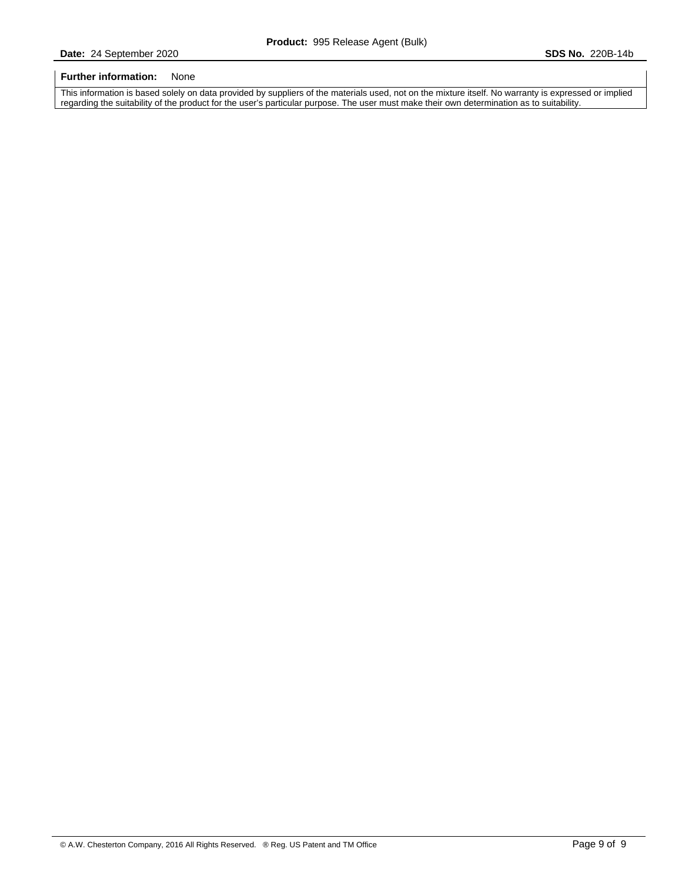**Further information:** None

This information is based solely on data provided by suppliers of the materials used, not on the mixture itself. No warranty is expressed or implied regarding the suitability of the product for the user's particular purpose. The user must make their own determination as to suitability.